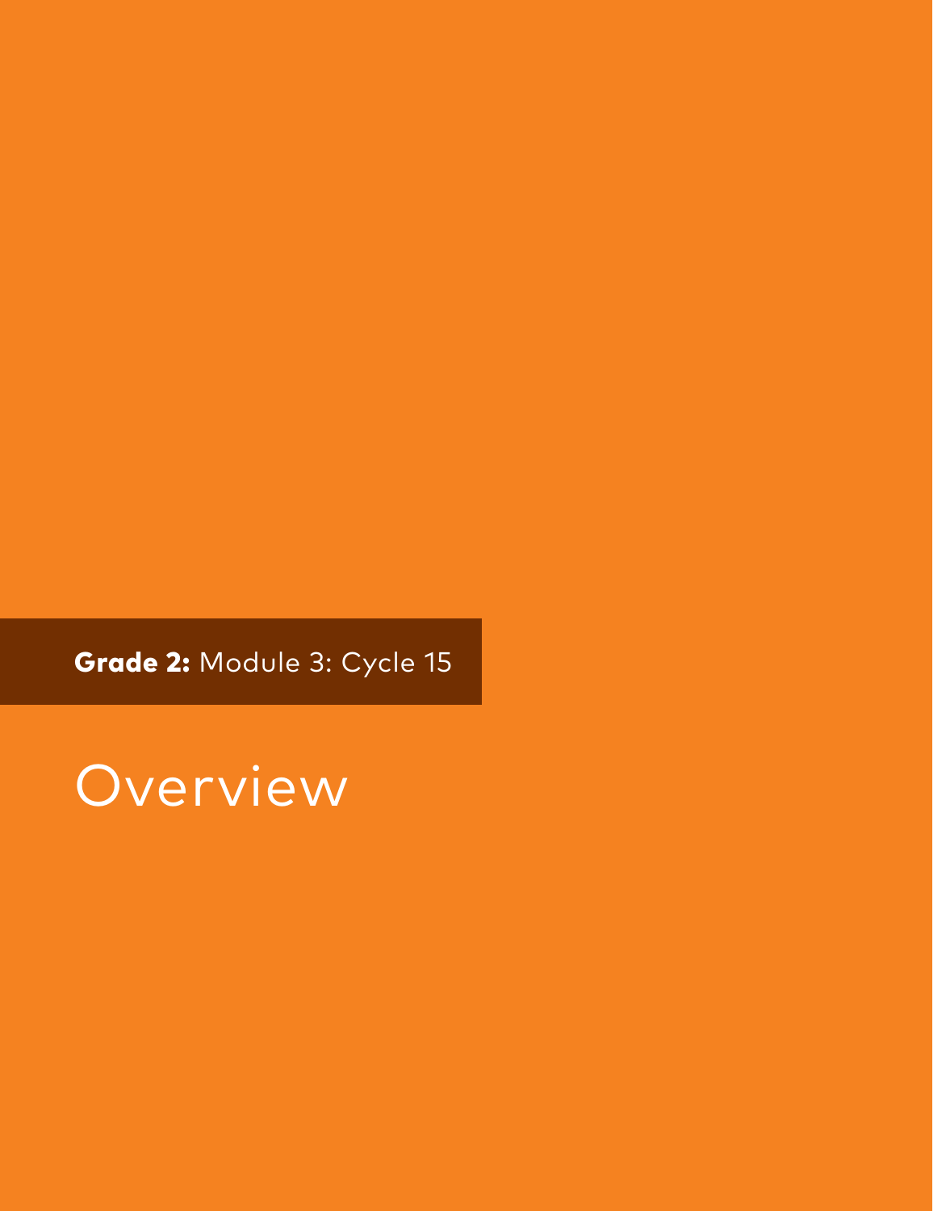**Grade 2:** Module 3: Cycle 15

# Overview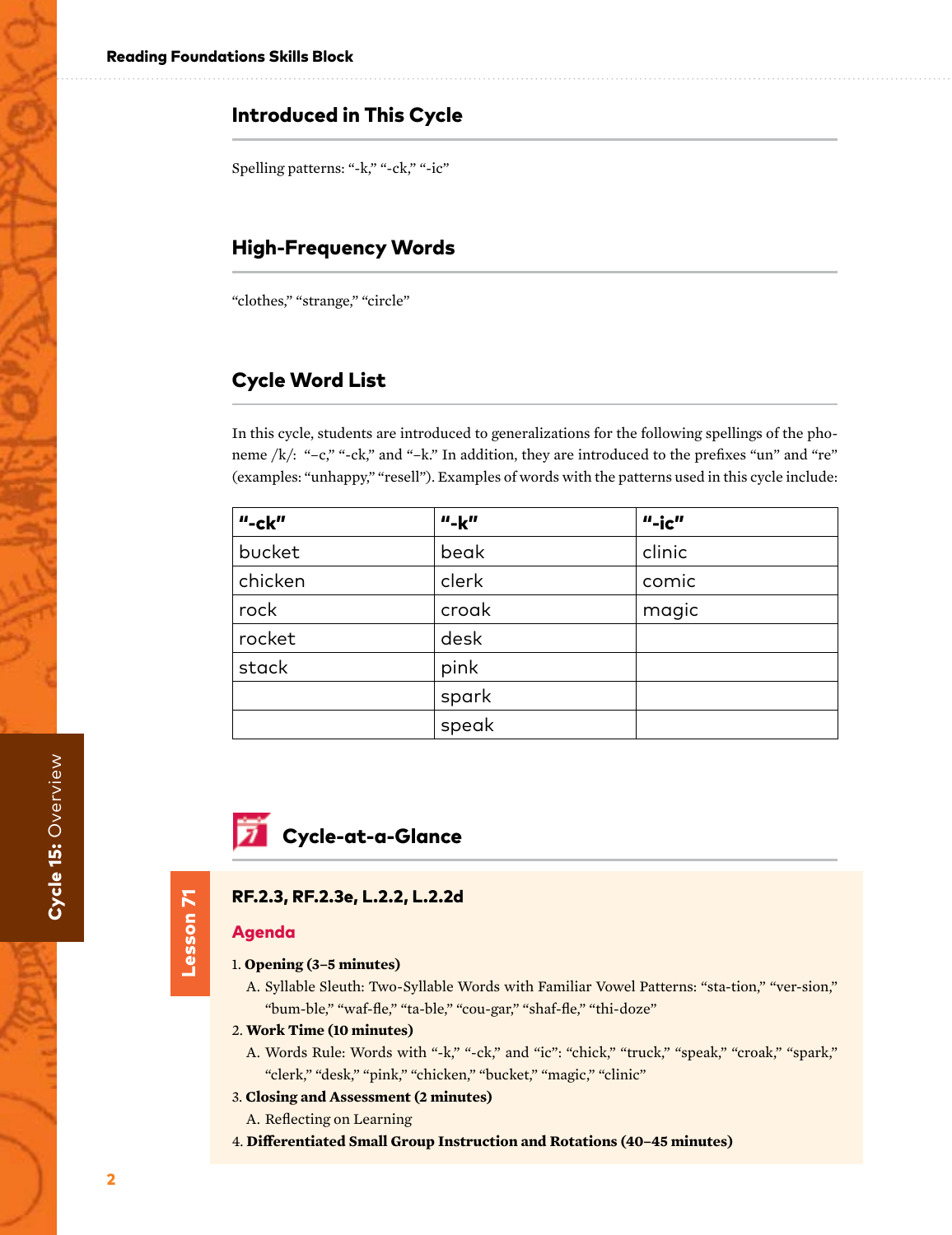## Introduced in This Cycle

Spelling patterns: "-k," "-ck," "-ic"

## High-Frequency Words

"clothes," "strange," "circle"

## Cycle Word List

In this cycle, students are introduced to generalizations for the following spellings of the phoneme /k/: "–c," "-ck," and "–k." In addition, they are introduced to the prefixes "un" and "re" (examples: "unhappy," "resell"). Examples of words with the patterns used in this cycle include:

| "-ck" | "-k" | "-ic" |
|---|---|---|
| bucket | beak | clinic |
| chicken | clerk | comic |
| rock | croak | magic |
| rocket | desk | |
| stack | pink | |
| | spark | |
| | speak | |

## Cycle-at-a-Glance

### Lesson 71

**RF.2.3, RF.2.3e, L.2.2, L.2.2d**

**Agenda**

1. **Opening (3–5 minutes)**
   A. Syllable Sleuth: Two-Syllable Words with Familiar Vowel Patterns: "sta-tion," "ver-sion," "bum-ble," "waf-fle," "ta-ble," "cou-gar," "shaf-fle," "thi-doze"
2. **Work Time (10 minutes)**
   A. Words Rule: Words with "-k," "-ck," and "ic": "chick," "truck," "speak," "croak," "spark," "clerk," "desk," "pink," "chicken," "bucket," "magic," "clinic"
3. **Closing and Assessment (2 minutes)**
   A. Reflecting on Learning
4. **Differentiated Small Group Instruction and Rotations (40–45 minutes)**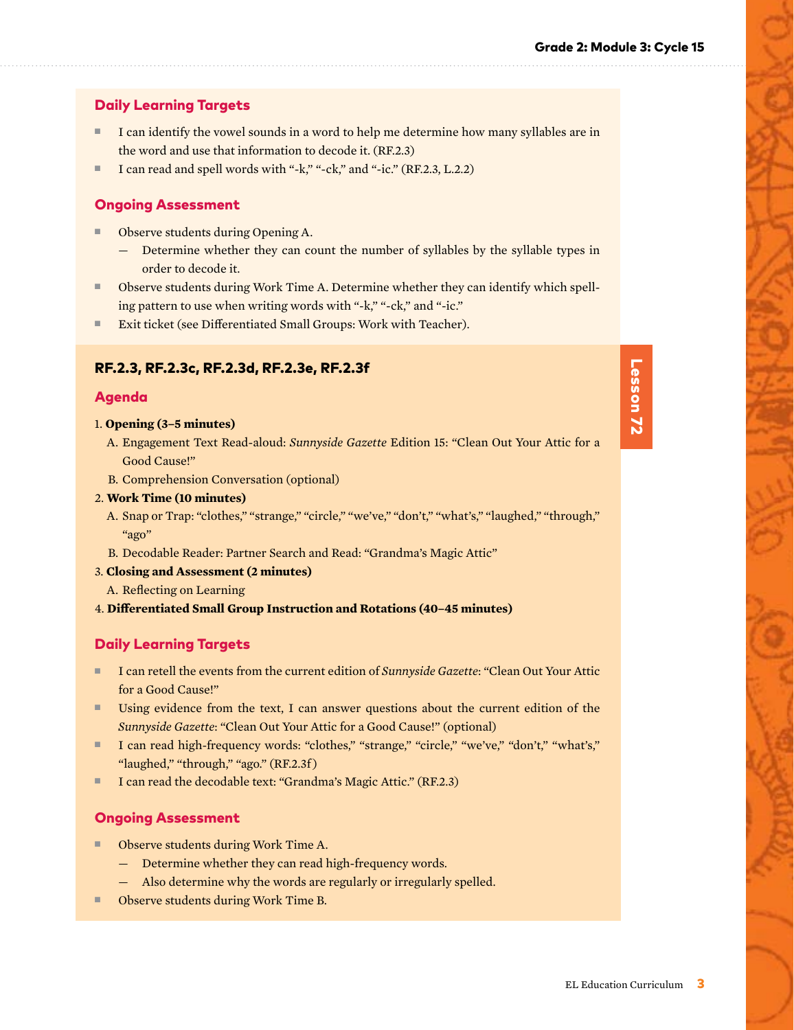### Daily Learning Targets

- I can identify the vowel sounds in a word to help me determine how many syllables are in the word and use that information to decode it. (RF.2.3)
- I can read and spell words with "-k," "-ck," and "-ic." (RF.2.3, L.2.2)

### Ongoing Assessment

- Observe students during Opening A.
  - Determine whether they can count the number of syllables by the syllable types in order to decode it.
- Observe students during Work Time A. Determine whether they can identify which spelling pattern to use when writing words with "-k," "-ck," and "-ic."
- Exit ticket (see Differentiated Small Groups: Work with Teacher).

## Lesson 72

**RF.2.3, RF.2.3c, RF.2.3d, RF.2.3e, RF.2.3f**

### Agenda

1. **Opening (3–5 minutes)**
   A. Engagement Text Read-aloud: *Sunnyside Gazette* Edition 15: "Clean Out Your Attic for a Good Cause!"
   B. Comprehension Conversation (optional)
2. **Work Time (10 minutes)**
   A. Snap or Trap: "clothes," "strange," "circle," "we've," "don't," "what's," "laughed," "through," "ago"
   B. Decodable Reader: Partner Search and Read: "Grandma's Magic Attic"
3. **Closing and Assessment (2 minutes)**
   A. Reflecting on Learning
4. **Differentiated Small Group Instruction and Rotations (40–45 minutes)**

### Daily Learning Targets

- I can retell the events from the current edition of *Sunnyside Gazette*: "Clean Out Your Attic for a Good Cause!"
- Using evidence from the text, I can answer questions about the current edition of the *Sunnyside Gazette*: "Clean Out Your Attic for a Good Cause!" (optional)
- I can read high-frequency words: "clothes," "strange," "circle," "we've," "don't," "what's," "laughed," "through," "ago." (RF.2.3f)
- I can read the decodable text: "Grandma's Magic Attic." (RF.2.3)

### Ongoing Assessment

- Observe students during Work Time A.
  - Determine whether they can read high-frequency words.
  - Also determine why the words are regularly or irregularly spelled.
- Observe students during Work Time B.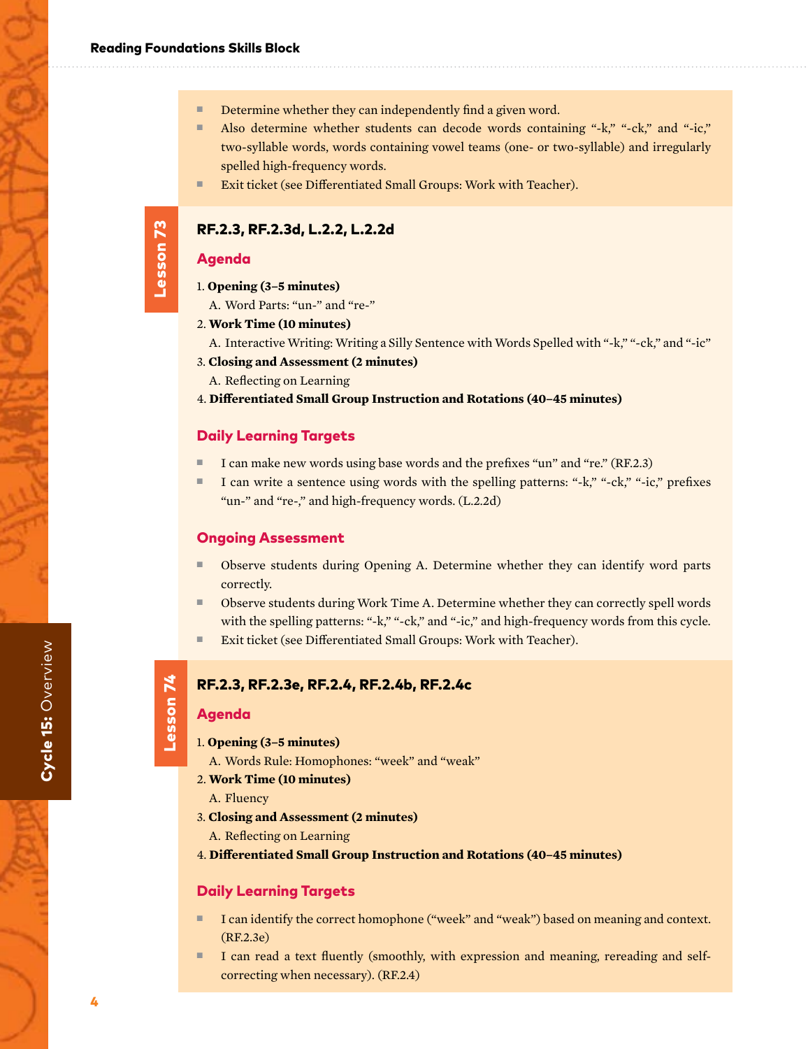- Determine whether they can independently find a given word.
- Also determine whether students can decode words containing "-k," "-ck," and "-ic," two-syllable words, words containing vowel teams (one- or two-syllable) and irregularly spelled high-frequency words.
- Exit ticket (see Differentiated Small Groups: Work with Teacher).

## Lesson 73

### RF.2.3, RF.2.3d, L.2.2, L.2.2d

### Agenda

1. **Opening (3–5 minutes)**
   A. Word Parts: "un-" and "re-"
2. **Work Time (10 minutes)**
   A. Interactive Writing: Writing a Silly Sentence with Words Spelled with "-k," "-ck," and "-ic"
3. **Closing and Assessment (2 minutes)**
   A. Reflecting on Learning
4. **Differentiated Small Group Instruction and Rotations (40–45 minutes)**

### Daily Learning Targets

- I can make new words using base words and the prefixes "un" and "re." (RF.2.3)
- I can write a sentence using words with the spelling patterns: "-k," "-ck," "-ic," prefixes "un-" and "re-," and high-frequency words. (L.2.2d)

### Ongoing Assessment

- Observe students during Opening A. Determine whether they can identify word parts correctly.
- Observe students during Work Time A. Determine whether they can correctly spell words with the spelling patterns: "-k," "-ck," and "-ic," and high-frequency words from this cycle.
- Exit ticket (see Differentiated Small Groups: Work with Teacher).

## Lesson 74

### RF.2.3, RF.2.3e, RF.2.4, RF.2.4b, RF.2.4c

### Agenda

1. **Opening (3–5 minutes)**
   A. Words Rule: Homophones: "week" and "weak"
2. **Work Time (10 minutes)**
   A. Fluency
3. **Closing and Assessment (2 minutes)**
   A. Reflecting on Learning
4. **Differentiated Small Group Instruction and Rotations (40–45 minutes)**

### Daily Learning Targets

- I can identify the correct homophone ("week" and "weak") based on meaning and context. (RF.2.3e)
- I can read a text fluently (smoothly, with expression and meaning, rereading and self-correcting when necessary). (RF.2.4)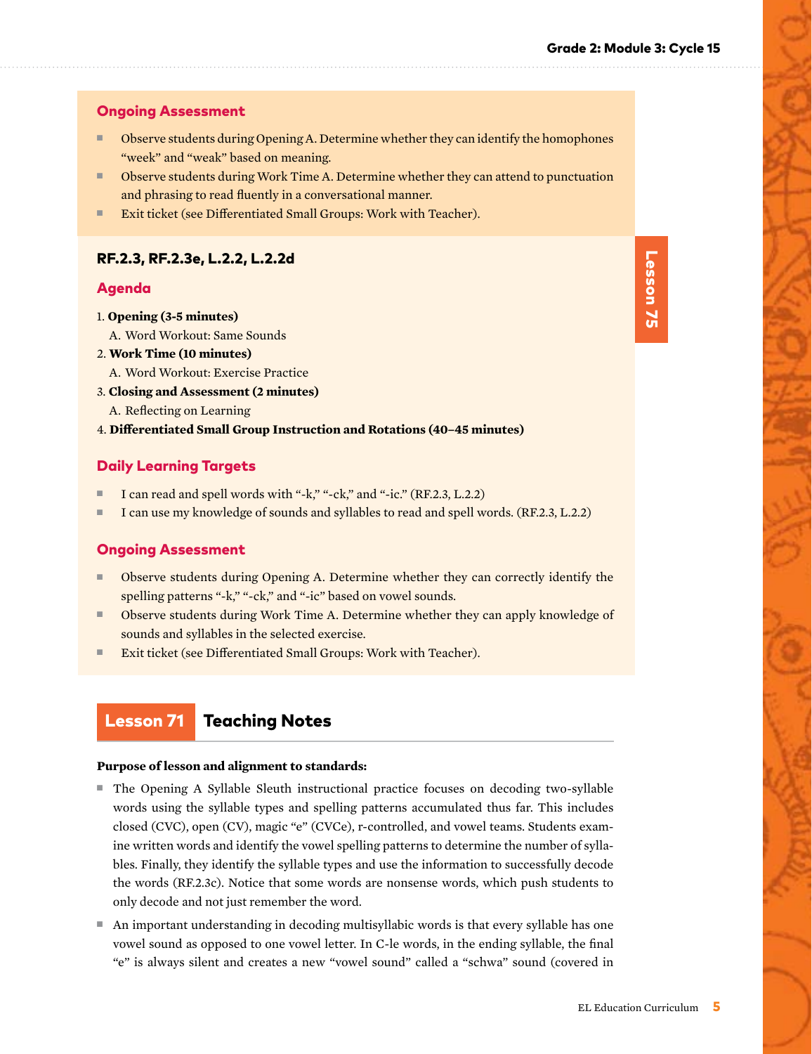### Ongoing Assessment

- Observe students during Opening A. Determine whether they can identify the homophones "week" and "weak" based on meaning.
- Observe students during Work Time A. Determine whether they can attend to punctuation and phrasing to read fluently in a conversational manner.
- Exit ticket (see Differentiated Small Groups: Work with Teacher).

**Lesson 75**

### RF.2.3, RF.2.3e, L.2.2, L.2.2d

### Agenda

1. **Opening (3-5 minutes)**
   A. Word Workout: Same Sounds
2. **Work Time (10 minutes)**
   A. Word Workout: Exercise Practice
3. **Closing and Assessment (2 minutes)**
   A. Reflecting on Learning
4. **Differentiated Small Group Instruction and Rotations (40–45 minutes)**

### Daily Learning Targets

- I can read and spell words with "-k," "-ck," and "-ic." (RF.2.3, L.2.2)
- I can use my knowledge of sounds and syllables to read and spell words. (RF.2.3, L.2.2)

### Ongoing Assessment

- Observe students during Opening A. Determine whether they can correctly identify the spelling patterns "-k," "-ck," and "-ic" based on vowel sounds.
- Observe students during Work Time A. Determine whether they can apply knowledge of sounds and syllables in the selected exercise.
- Exit ticket (see Differentiated Small Groups: Work with Teacher).

## Lesson 71 Teaching Notes

**Purpose of lesson and alignment to standards:**

- The Opening A Syllable Sleuth instructional practice focuses on decoding two-syllable words using the syllable types and spelling patterns accumulated thus far. This includes closed (CVC), open (CV), magic "e" (CVCe), r-controlled, and vowel teams. Students examine written words and identify the vowel spelling patterns to determine the number of syllables. Finally, they identify the syllable types and use the information to successfully decode the words (RF.2.3c). Notice that some words are nonsense words, which push students to only decode and not just remember the word.
- An important understanding in decoding multisyllabic words is that every syllable has one vowel sound as opposed to one vowel letter. In C-le words, in the ending syllable, the final "e" is always silent and creates a new "vowel sound" called a "schwa" sound (covered in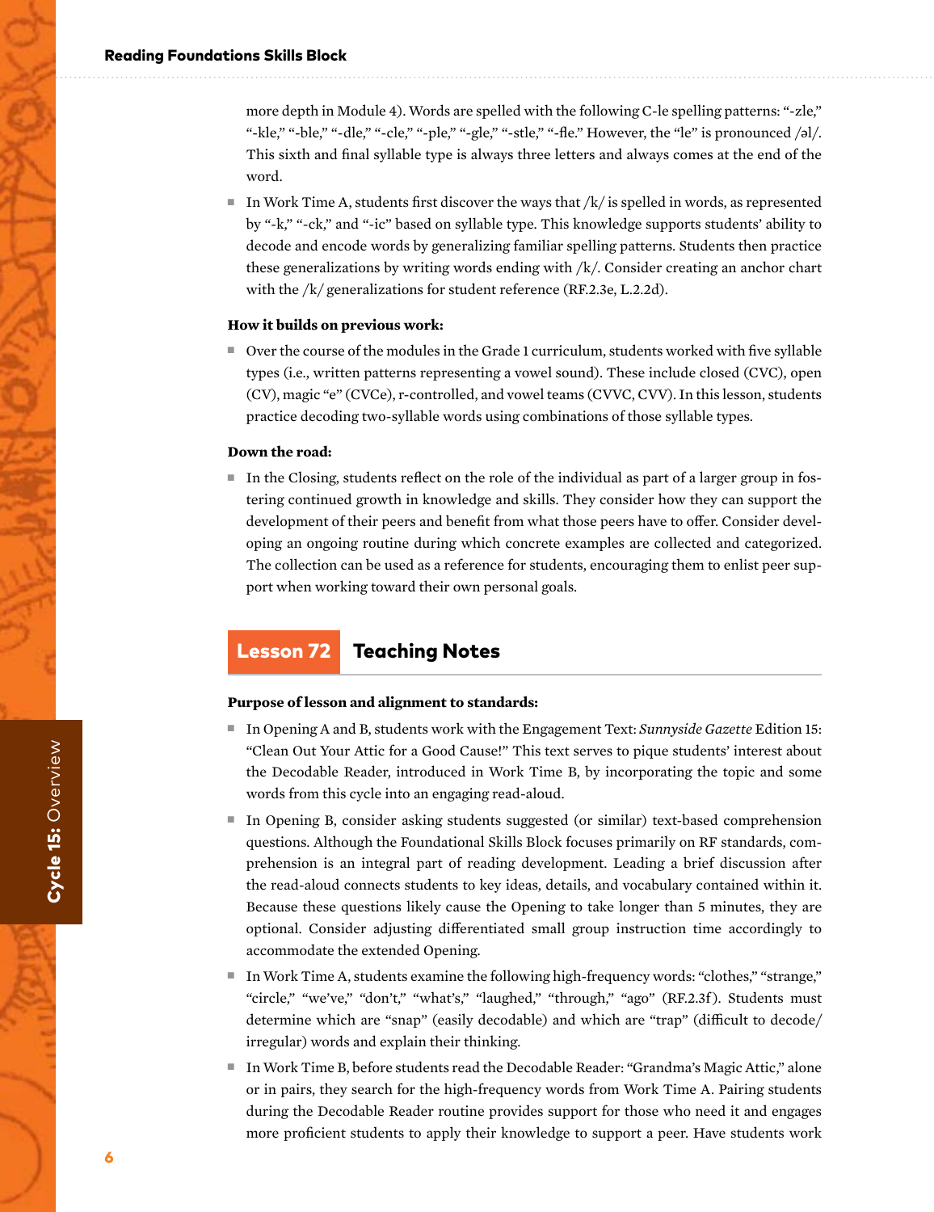more depth in Module 4). Words are spelled with the following C-le spelling patterns: "-zle," "-kle," "-ble," "-dle," "-cle," "-ple," "-gle," "-stle," "-fle." However, the "le" is pronounced /əl/. This sixth and final syllable type is always three letters and always comes at the end of the word.

- In Work Time A, students first discover the ways that /k/ is spelled in words, as represented by "-k," "-ck," and "-ic" based on syllable type. This knowledge supports students' ability to decode and encode words by generalizing familiar spelling patterns. Students then practice these generalizations by writing words ending with /k/. Consider creating an anchor chart with the /k/ generalizations for student reference (RF.2.3e, L.2.2d).

**How it builds on previous work:**

- Over the course of the modules in the Grade 1 curriculum, students worked with five syllable types (i.e., written patterns representing a vowel sound). These include closed (CVC), open (CV), magic "e" (CVCe), r-controlled, and vowel teams (CVVC, CVV). In this lesson, students practice decoding two-syllable words using combinations of those syllable types.

**Down the road:**

- In the Closing, students reflect on the role of the individual as part of a larger group in fostering continued growth in knowledge and skills. They consider how they can support the development of their peers and benefit from what those peers have to offer. Consider developing an ongoing routine during which concrete examples are collected and categorized. The collection can be used as a reference for students, encouraging them to enlist peer support when working toward their own personal goals.

## Lesson 72 Teaching Notes

**Purpose of lesson and alignment to standards:**

- In Opening A and B, students work with the Engagement Text: *Sunnyside Gazette* Edition 15: "Clean Out Your Attic for a Good Cause!" This text serves to pique students' interest about the Decodable Reader, introduced in Work Time B, by incorporating the topic and some words from this cycle into an engaging read-aloud.
- In Opening B, consider asking students suggested (or similar) text-based comprehension questions. Although the Foundational Skills Block focuses primarily on RF standards, comprehension is an integral part of reading development. Leading a brief discussion after the read-aloud connects students to key ideas, details, and vocabulary contained within it. Because these questions likely cause the Opening to take longer than 5 minutes, they are optional. Consider adjusting differentiated small group instruction time accordingly to accommodate the extended Opening.
- In Work Time A, students examine the following high-frequency words: "clothes," "strange," "circle," "we've," "don't," "what's," "laughed," "through," "ago" (RF.2.3f). Students must determine which are "snap" (easily decodable) and which are "trap" (difficult to decode/irregular) words and explain their thinking.
- In Work Time B, before students read the Decodable Reader: "Grandma's Magic Attic," alone or in pairs, they search for the high-frequency words from Work Time A. Pairing students during the Decodable Reader routine provides support for those who need it and engages more proficient students to apply their knowledge to support a peer. Have students work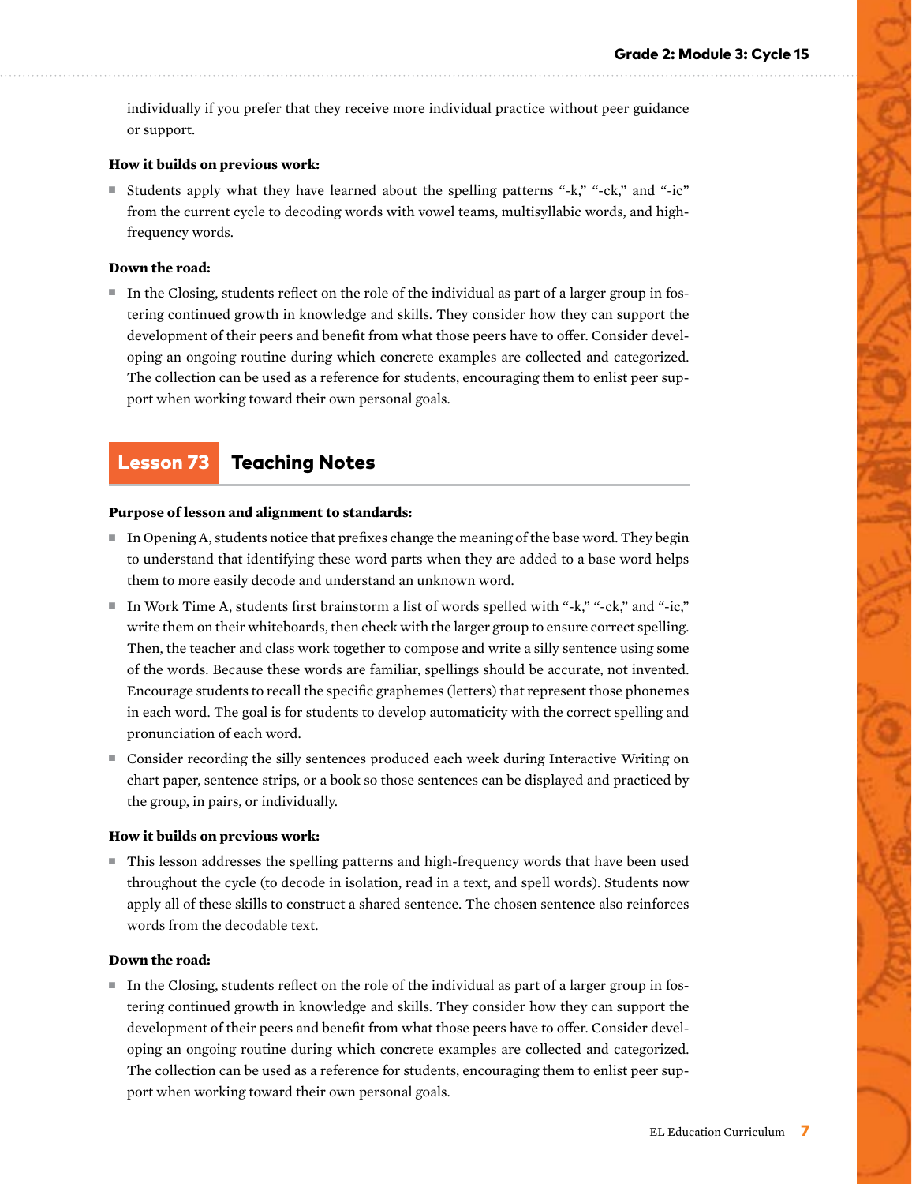individually if you prefer that they receive more individual practice without peer guidance or support.

**How it builds on previous work:**

- Students apply what they have learned about the spelling patterns "-k," "-ck," and "-ic" from the current cycle to decoding words with vowel teams, multisyllabic words, and high-frequency words.

**Down the road:**

- In the Closing, students reflect on the role of the individual as part of a larger group in fostering continued growth in knowledge and skills. They consider how they can support the development of their peers and benefit from what those peers have to offer. Consider developing an ongoing routine during which concrete examples are collected and categorized. The collection can be used as a reference for students, encouraging them to enlist peer support when working toward their own personal goals.

## Lesson 73 Teaching Notes

**Purpose of lesson and alignment to standards:**

- In Opening A, students notice that prefixes change the meaning of the base word. They begin to understand that identifying these word parts when they are added to a base word helps them to more easily decode and understand an unknown word.
- In Work Time A, students first brainstorm a list of words spelled with "-k," "-ck," and "-ic," write them on their whiteboards, then check with the larger group to ensure correct spelling. Then, the teacher and class work together to compose and write a silly sentence using some of the words. Because these words are familiar, spellings should be accurate, not invented. Encourage students to recall the specific graphemes (letters) that represent those phonemes in each word. The goal is for students to develop automaticity with the correct spelling and pronunciation of each word.
- Consider recording the silly sentences produced each week during Interactive Writing on chart paper, sentence strips, or a book so those sentences can be displayed and practiced by the group, in pairs, or individually.

**How it builds on previous work:**

- This lesson addresses the spelling patterns and high-frequency words that have been used throughout the cycle (to decode in isolation, read in a text, and spell words). Students now apply all of these skills to construct a shared sentence. The chosen sentence also reinforces words from the decodable text.

**Down the road:**

- In the Closing, students reflect on the role of the individual as part of a larger group in fostering continued growth in knowledge and skills. They consider how they can support the development of their peers and benefit from what those peers have to offer. Consider developing an ongoing routine during which concrete examples are collected and categorized. The collection can be used as a reference for students, encouraging them to enlist peer support when working toward their own personal goals.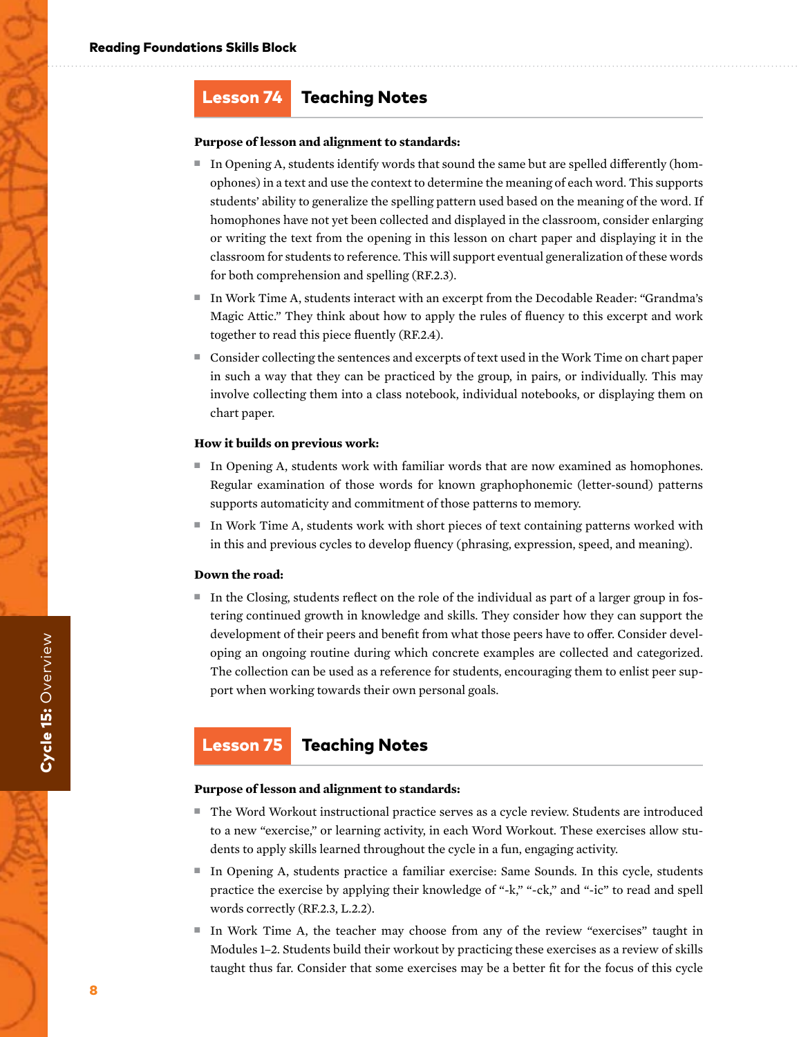## Lesson 74 Teaching Notes

**Purpose of lesson and alignment to standards:**

- In Opening A, students identify words that sound the same but are spelled differently (homophones) in a text and use the context to determine the meaning of each word. This supports students' ability to generalize the spelling pattern used based on the meaning of the word. If homophones have not yet been collected and displayed in the classroom, consider enlarging or writing the text from the opening in this lesson on chart paper and displaying it in the classroom for students to reference. This will support eventual generalization of these words for both comprehension and spelling (RF.2.3).
- In Work Time A, students interact with an excerpt from the Decodable Reader: "Grandma's Magic Attic." They think about how to apply the rules of fluency to this excerpt and work together to read this piece fluently (RF.2.4).
- Consider collecting the sentences and excerpts of text used in the Work Time on chart paper in such a way that they can be practiced by the group, in pairs, or individually. This may involve collecting them into a class notebook, individual notebooks, or displaying them on chart paper.

**How it builds on previous work:**

- In Opening A, students work with familiar words that are now examined as homophones. Regular examination of those words for known graphophonemic (letter-sound) patterns supports automaticity and commitment of those patterns to memory.
- In Work Time A, students work with short pieces of text containing patterns worked with in this and previous cycles to develop fluency (phrasing, expression, speed, and meaning).

**Down the road:**

- In the Closing, students reflect on the role of the individual as part of a larger group in fostering continued growth in knowledge and skills. They consider how they can support the development of their peers and benefit from what those peers have to offer. Consider developing an ongoing routine during which concrete examples are collected and categorized. The collection can be used as a reference for students, encouraging them to enlist peer support when working towards their own personal goals.

## Lesson 75 Teaching Notes

**Purpose of lesson and alignment to standards:**

- The Word Workout instructional practice serves as a cycle review. Students are introduced to a new "exercise," or learning activity, in each Word Workout. These exercises allow students to apply skills learned throughout the cycle in a fun, engaging activity.
- In Opening A, students practice a familiar exercise: Same Sounds. In this cycle, students practice the exercise by applying their knowledge of "-k," "-ck," and "-ic" to read and spell words correctly (RF.2.3, L.2.2).
- In Work Time A, the teacher may choose from any of the review "exercises" taught in Modules 1–2. Students build their workout by practicing these exercises as a review of skills taught thus far. Consider that some exercises may be a better fit for the focus of this cycle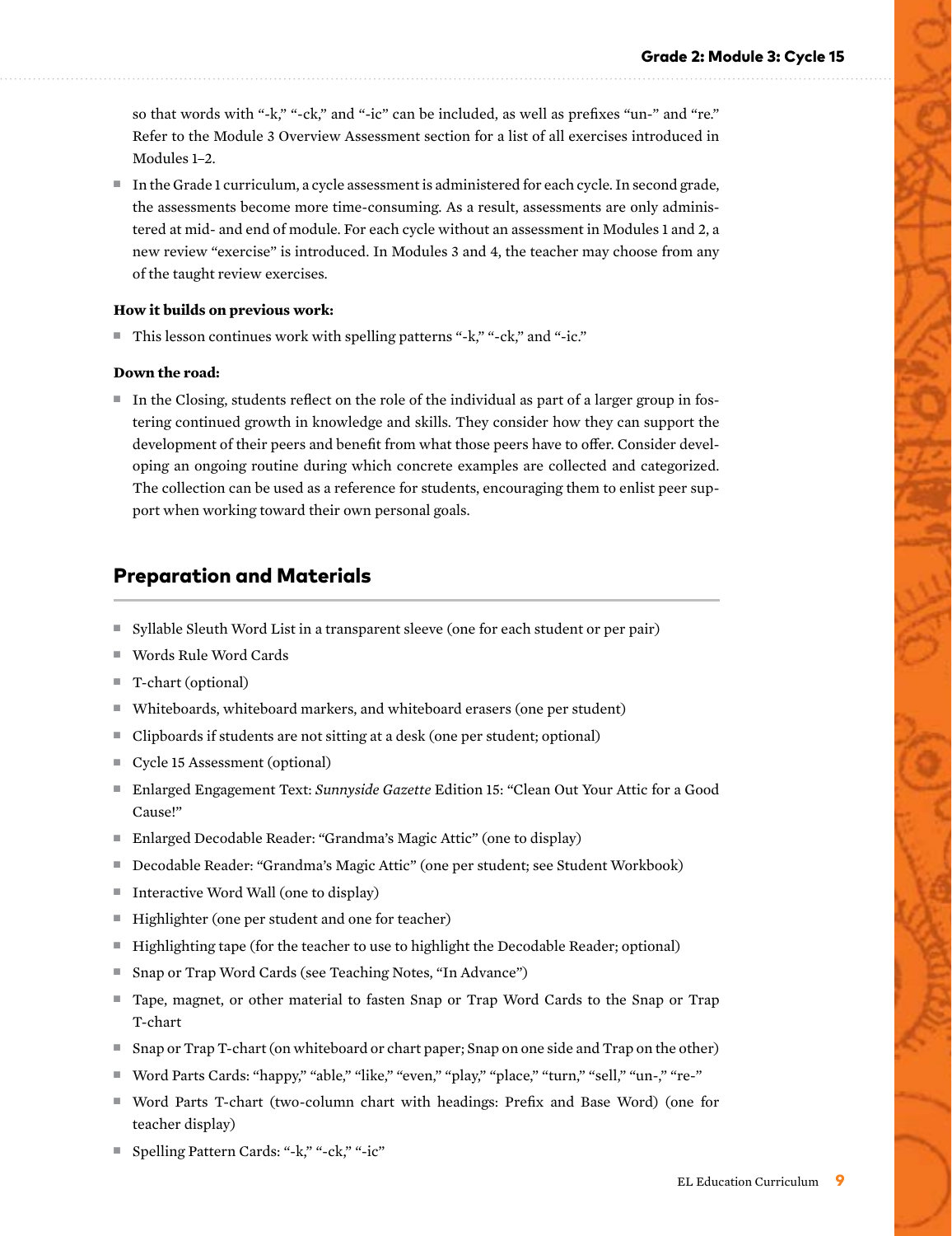so that words with "-k," "-ck," and "-ic" can be included, as well as prefixes "un-" and "re." Refer to the Module 3 Overview Assessment section for a list of all exercises introduced in Modules 1–2.

- In the Grade 1 curriculum, a cycle assessment is administered for each cycle. In second grade, the assessments become more time-consuming. As a result, assessments are only administered at mid- and end of module. For each cycle without an assessment in Modules 1 and 2, a new review "exercise" is introduced. In Modules 3 and 4, the teacher may choose from any of the taught review exercises.

**How it builds on previous work:**

- This lesson continues work with spelling patterns "-k," "-ck," and "-ic."

**Down the road:**

- In the Closing, students reflect on the role of the individual as part of a larger group in fostering continued growth in knowledge and skills. They consider how they can support the development of their peers and benefit from what those peers have to offer. Consider developing an ongoing routine during which concrete examples are collected and categorized. The collection can be used as a reference for students, encouraging them to enlist peer support when working toward their own personal goals.

## Preparation and Materials

- Syllable Sleuth Word List in a transparent sleeve (one for each student or per pair)
- Words Rule Word Cards
- T-chart (optional)
- Whiteboards, whiteboard markers, and whiteboard erasers (one per student)
- Clipboards if students are not sitting at a desk (one per student; optional)
- Cycle 15 Assessment (optional)
- Enlarged Engagement Text: *Sunnyside Gazette* Edition 15: "Clean Out Your Attic for a Good Cause!"
- Enlarged Decodable Reader: "Grandma's Magic Attic" (one to display)
- Decodable Reader: "Grandma's Magic Attic" (one per student; see Student Workbook)
- Interactive Word Wall (one to display)
- Highlighter (one per student and one for teacher)
- Highlighting tape (for the teacher to use to highlight the Decodable Reader; optional)
- Snap or Trap Word Cards (see Teaching Notes, "In Advance")
- Tape, magnet, or other material to fasten Snap or Trap Word Cards to the Snap or Trap T-chart
- Snap or Trap T-chart (on whiteboard or chart paper; Snap on one side and Trap on the other)
- Word Parts Cards: "happy," "able," "like," "even," "play," "place," "turn," "sell," "un-," "re-"
- Word Parts T-chart (two-column chart with headings: Prefix and Base Word) (one for teacher display)
- Spelling Pattern Cards: "-k," "-ck," "-ic"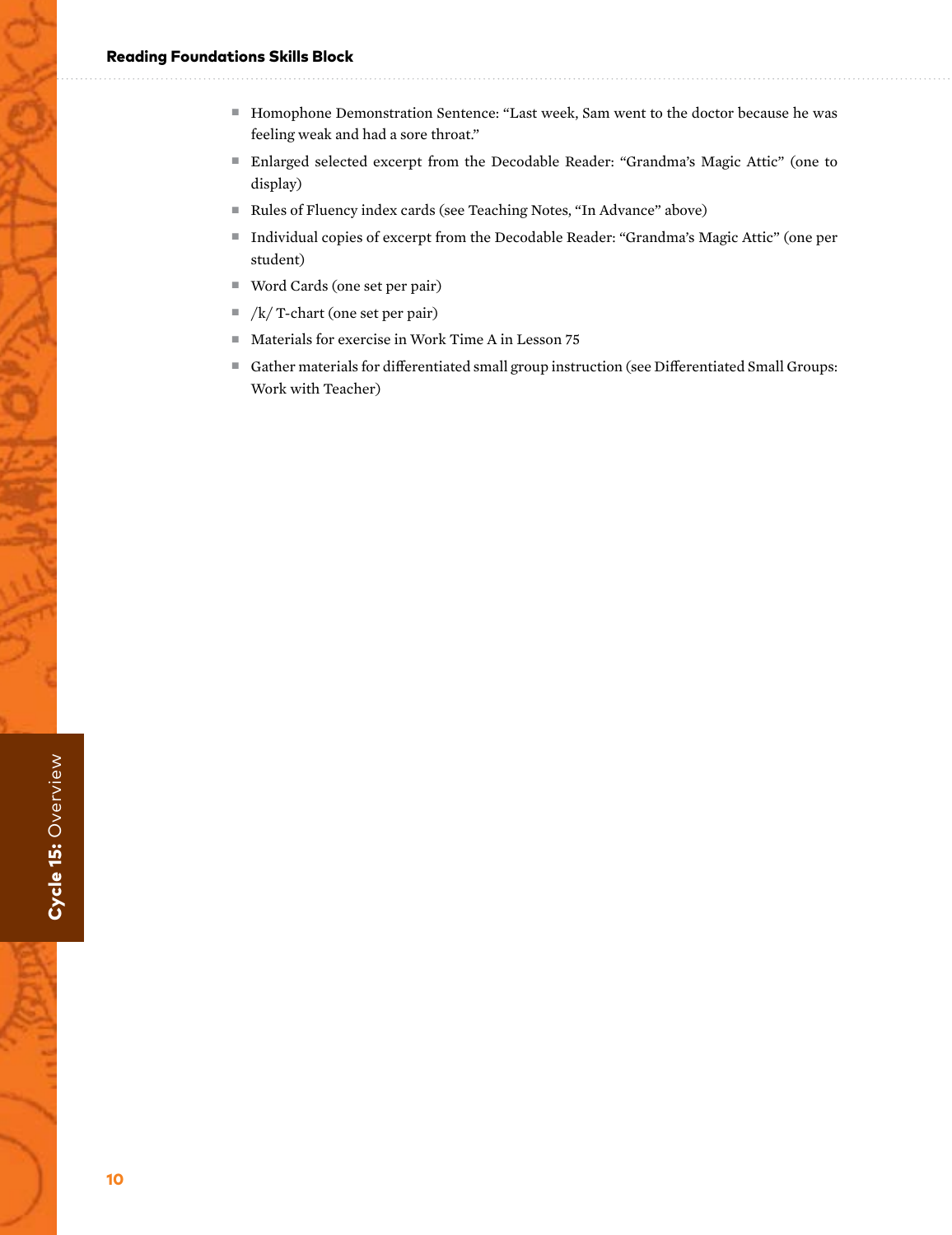- Homophone Demonstration Sentence: "Last week, Sam went to the doctor because he was feeling weak and had a sore throat."
- Enlarged selected excerpt from the Decodable Reader: "Grandma's Magic Attic" (one to display)
- Rules of Fluency index cards (see Teaching Notes, "In Advance" above)
- Individual copies of excerpt from the Decodable Reader: "Grandma's Magic Attic" (one per student)
- Word Cards (one set per pair)
- /k/ T-chart (one set per pair)
- Materials for exercise in Work Time A in Lesson 75
- Gather materials for differentiated small group instruction (see Differentiated Small Groups: Work with Teacher)